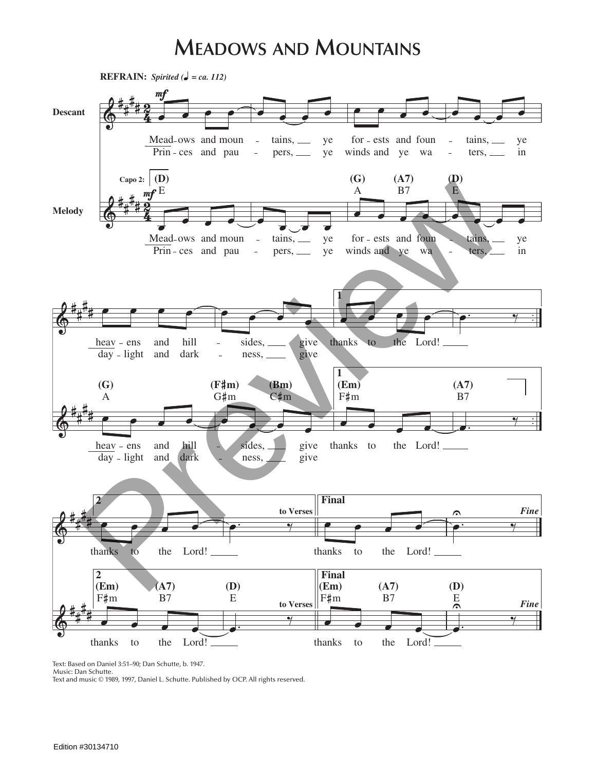# Meadows and Mountains

**REFRAIN:** *Spirited (♩ = ca. 112)*

Mead-ows and moun - tains, ye for-ests and foun - tains, ye heav-ens and hill - sides, give thanks to the Lord!

Prin-ces and pau - pers, ye winds and ye wa - ters, in day-light and dark - ness, give thanks to the Lord!

Text: Based on Daniel 3:51–90; Dan Schutte, b. 1947.
Music: Dan Schutte.
Text and music © 1989, 1997, Daniel L. Schutte. Published by OCP. All rights reserved.

Edition #30134710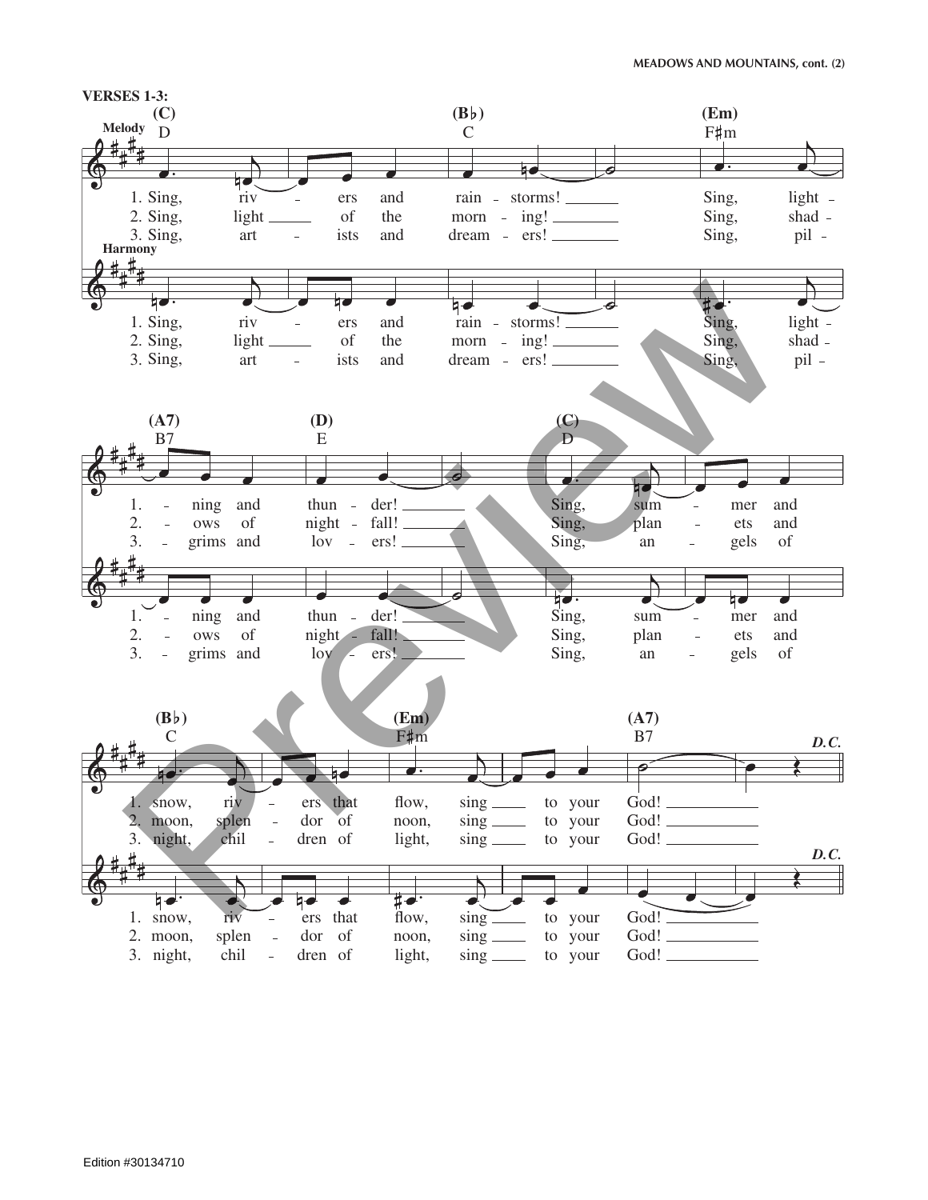**VERSES 1-3:**

Melody / Harmony

(C) D — (B♭) C — (Em) F♯m — (A7) B7 — (D) E — (C) D — (B♭) C — (Em) F♯m — (A7) B7

1. Sing, rivers and rainstorms! Sing, lightning and thunder! Sing, summer and snow, rivers that flow, sing to your God!
2. Sing, light of the morning! Sing, shadows of nightfall! Sing, planets and moon, splendor of noon, sing to your God!
3. Sing, artists and dreamers! Sing, pilgrims and lovers! Sing, angels of night, children of light, sing to your God!

*D.C.*

Edition #30134710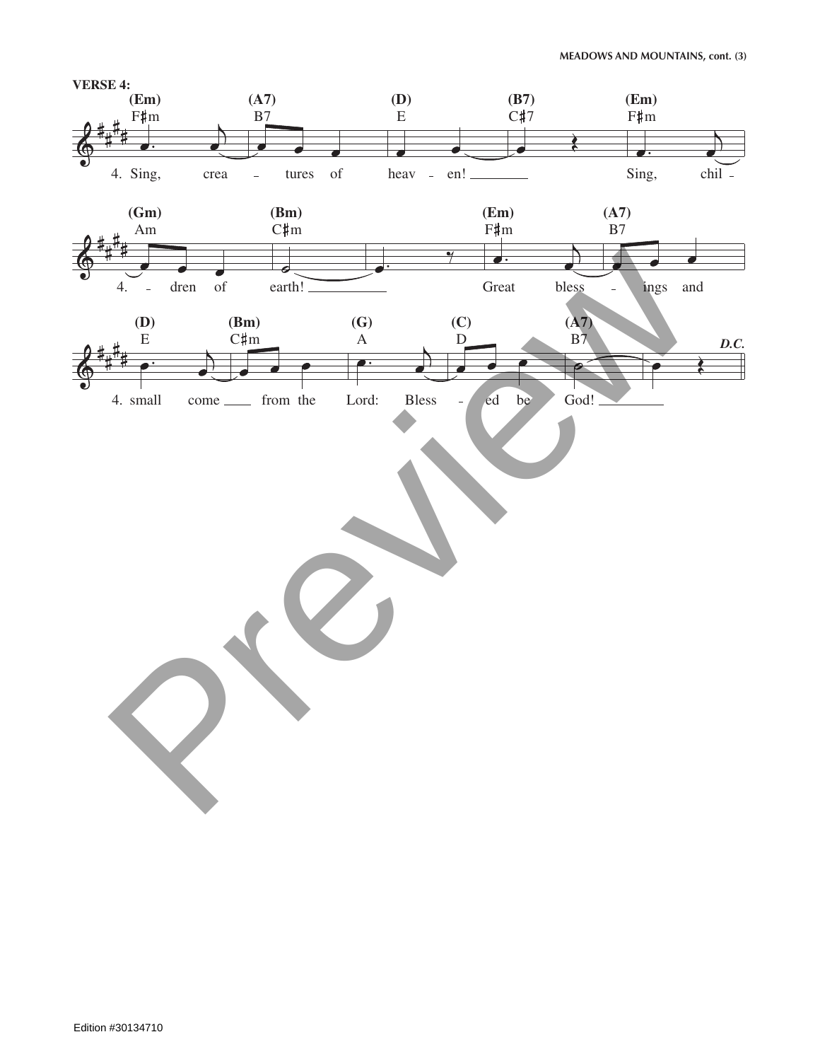**VERSE 4:**

(Em) F♯m (A7) B7 (D) E (B7) C♯7 (Em) F♯m

4. Sing, crea - tures of heav - en! ___ Sing, chil -

(Gm) Am (Bm) C♯m (Em) F♯m (A7) B7

4. - dren of earth! ___ Great bless - ings and

(D) E (Bm) C♯m (G) A (C) D (A7) B7 *D.C.*

4. small come ___ from the Lord: Bless - ed be God! ___

Edition #30134710